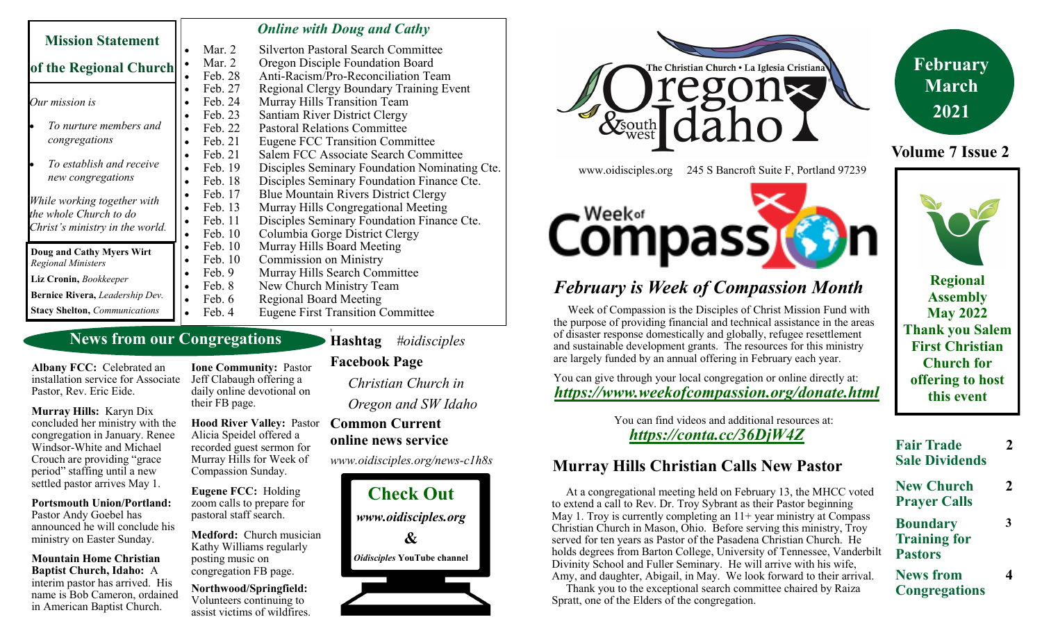## Mission Statement of the Regional Church

*Our mission is*

- *To nurture members and congregations*
- *To establish and receive new congregations*

*While working together with the whole Church to do Christ's ministry in the world.*

**Doug and Cathy Myers Wirt** *Regional Ministers*

**Liz Cronin,** *Bookkeeper*

**Bernice Rivera,** *Leadership Dev.*

**Stacy Shelton,** *Communications*

### *Online with Doug and Cathy*

- Mar. 2 Silverton Pastoral Search Committee
- Mar. 2 Oregon Disciple Foundation Board
- Feb. 28 Anti-Racism/Pro-Reconciliation Team
- Feb. 27 Regional Clergy Boundary Training Event
- Feb. 24 Murray Hills Transition Team
- Feb. 23 Santiam River District Clergy
- Feb. 22 Pastoral Relations Committee
- Feb. 21 Eugene FCC Transition Committee
- Feb. 21 Salem FCC Associate Search Committee
- Feb. 19 Disciples Seminary Foundation Nominating Cte.
- Feb. 18 Disciples Seminary Foundation Finance Cte.
- Feb. 17 Blue Mountain Rivers District Clergy
- Feb. 13 Murray Hills Congregational Meeting
- Feb. 11 Disciples Seminary Foundation Finance Cte.
- Feb. 10 Columbia Gorge District Clergy
- Feb. 10 Murray Hills Board Meeting
- Feb. 10 Commission on Ministry
- Feb. 9 Murray Hills Search Committee
- Feb. 8 New Church Ministry Team
- Feb. 6 Regional Board Meeting
- Feb. 4 Eugene First Transition Committee

## News from our Congregations

**Albany FCC:** Celebrated an installation service for Associate Pastor, Rev. Eric Eide.

**Murray Hills:** Karyn Dix concluded her ministry with the congregation in January. Renee Windsor-White and Michael Crouch are providing "grace period" staffing until a new settled pastor arrives May 1.

**Portsmouth Union/Portland:** Pastor Andy Goebel has announced he will conclude his ministry on Easter Sunday.

**Mountain Home Christian Baptist Church, Idaho:** A interim pastor has arrived. His name is Bob Cameron, ordained in American Baptist Church.

**Ione Community:** Pastor Jeff Clabaugh offering a daily online devotional on their FB page.

**Hood River Valley:** Pastor Alicia Speidel offered a recorded guest sermon for Murray Hills for Week of Compassion Sunday.

**Eugene FCC:** Holding zoom calls to prepare for pastoral staff search.

**Medford:** Church musician Kathy Williams regularly posting music on congregation FB page.

**Northwood/Springfield:** Volunteers continuing to assist victims of wildfires.

**Hashtag** *#oidisciples*

**Facebook Page**

*Christian Church in Oregon and SW Idaho*

**Common Current online news service**

*www.oidisciples.org/news-c1h8s*

**Check Out**

*www.oidisciples.org*

**&**

*Oidisciples* **YouTube channel**

The Christian Church • La Iglesia Cristiana — Oregon & Southwest Idaho

www.oidisciples.org 245 S Bancroft Suite F, Portland 97239

**February March 2021**

**Volume 7 Issue 2**

Week of Compassion

## *February is Week of Compassion Month*

Week of Compassion is the Disciples of Christ Mission Fund with the purpose of providing financial and technical assistance in the areas of disaster response domestically and globally, refugee resettlement and sustainable development grants. The resources for this ministry are largely funded by an annual offering in February each year.

You can give through your local congregation or online directly at: ***https://www.weekofcompassion.org/donate.html***

You can find videos and additional resources at: ***https://conta.cc/36DjW4Z***

## Murray Hills Christian Calls New Pastor

At a congregational meeting held on February 13, the MHCC voted to extend a call to Rev. Dr. Troy Sybrant as their Pastor beginning May 1. Troy is currently completing an 11+ year ministry at Compass Christian Church in Mason, Ohio. Before serving this ministry, Troy served for ten years as Pastor of the Pasadena Christian Church. He holds degrees from Barton College, University of Tennessee, Vanderbilt Divinity School and Fuller Seminary. He will arrive with his wife, Amy, and daughter, Abigail, in May. We look forward to their arrival.

Thank you to the exceptional search committee chaired by Raiza Spratt, one of the Elders of the congregation.

**Regional Assembly May 2022 Thank you Salem First Christian Church for offering to host this event**

| | |
|---|---|
| **Fair Trade Sale Dividends** | 2 |
| **New Church Prayer Calls** | 2 |
| **Boundary Training for Pastors** | 3 |
| **News from Congregations** | 4 |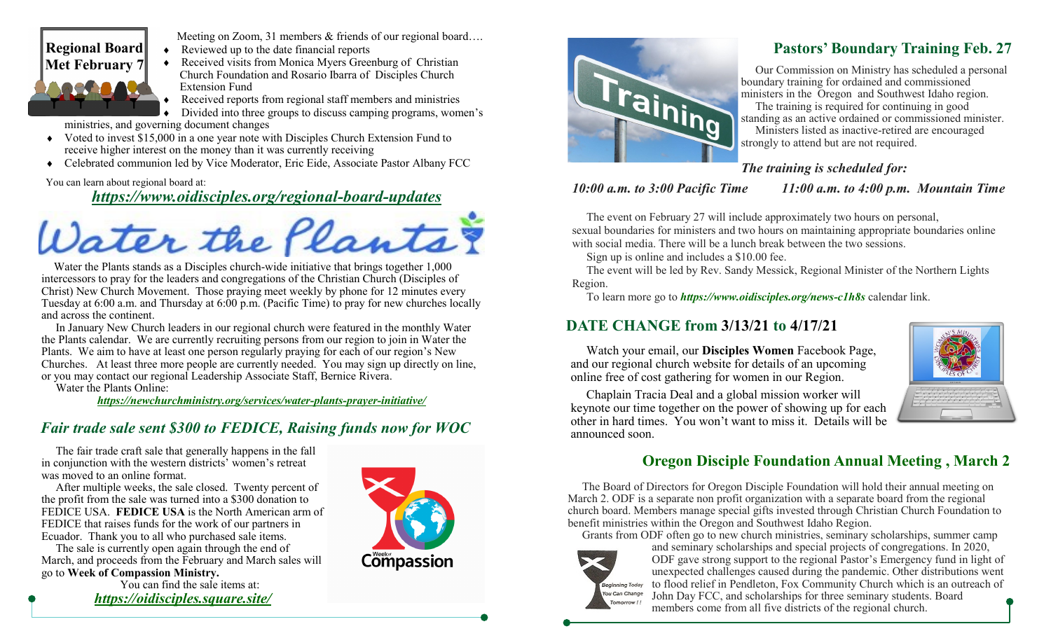## Regional Board Met February 7

Meeting on Zoom, 31 members & friends of our regional board….

- Reviewed up to the date financial reports
- Received visits from Monica Myers Greenburg of Christian Church Foundation and Rosario Ibarra of Disciples Church Extension Fund
- Received reports from regional staff members and ministries
- Divided into three groups to discuss camping programs, women's ministries, and governing document changes
- Voted to invest $15,000 in a one year note with Disciples Church Extension Fund to receive higher interest on the money than it was currently receiving
- Celebrated communion led by Vice Moderator, Eric Eide, Associate Pastor Albany FCC

You can learn about regional board at:

***https://www.oidisciples.org/regional-board-updates***

## Water the Plants

Water the Plants stands as a Disciples church-wide initiative that brings together 1,000 intercessors to pray for the leaders and congregations of the Christian Church (Disciples of Christ) New Church Movement. Those praying meet weekly by phone for 12 minutes every Tuesday at 6:00 a.m. and Thursday at 6:00 p.m. (Pacific Time) to pray for new churches locally and across the continent.

In January New Church leaders in our regional church were featured in the monthly Water the Plants calendar. We are currently recruiting persons from our region to join in Water the Plants. We aim to have at least one person regularly praying for each of our region's New Churches. At least three more people are currently needed. You may sign up directly on line, or you may contact our regional Leadership Associate Staff, Bernice Rivera.

Water the Plants Online:

***https://newchurchministry.org/services/water-plants-prayer-initiative/***

## *Fair trade sale sent $300 to FEDICE, Raising funds now for WOC*

The fair trade craft sale that generally happens in the fall in conjunction with the western districts' women's retreat was moved to an online format.

After multiple weeks, the sale closed. Twenty percent of the profit from the sale was turned into a $300 donation to FEDICE USA. **FEDICE USA** is the North American arm of FEDICE that raises funds for the work of our partners in Ecuador. Thank you to all who purchased sale items.

The sale is currently open again through the end of March, and proceeds from the February and March sales will go to **Week of Compassion Ministry.**

You can find the sale items at:

***https://oidisciples.square.site/***

Week of Compassion

## Pastors' Boundary Training Feb. 27

Our Commission on Ministry has scheduled a personal boundary training for ordained and commissioned ministers in the Oregon and Southwest Idaho region.

The training is required for continuing in good standing as an active ordained or commissioned minister.

Ministers listed as inactive-retired are encouraged strongly to attend but are not required.

***The training is scheduled for:***

***10:00 a.m. to 3:00 Pacific Time 11:00 a.m. to 4:00 p.m. Mountain Time***

The event on February 27 will include approximately two hours on personal, sexual boundaries for ministers and two hours on maintaining appropriate boundaries online with social media. There will be a lunch break between the two sessions.

Sign up is online and includes a $10.00 fee.

The event will be led by Rev. Sandy Messick, Regional Minister of the Northern Lights Region.

To learn more go to ***https://www.oidisciples.org/news-c1h8s*** calendar link.

## DATE CHANGE from 3/13/21 to 4/17/21

Watch your email, our **Disciples Women** Facebook Page, and our regional church website for details of an upcoming online free of cost gathering for women in our Region.

Chaplain Tracia Deal and a global mission worker will keynote our time together on the power of showing up for each other in hard times. You won't want to miss it. Details will be announced soon.

## Oregon Disciple Foundation Annual Meeting , March 2

The Board of Directors for Oregon Disciple Foundation will hold their annual meeting on March 2. ODF is a separate non profit organization with a separate board from the regional church board. Members manage special gifts invested through Christian Church Foundation to benefit ministries within the Oregon and Southwest Idaho Region.

Grants from ODF often go to new church ministries, seminary scholarships, summer camp and seminary scholarships and special projects of congregations. In 2020, ODF gave strong support to the regional Pastor's Emergency fund in light of unexpected challenges caused during the pandemic. Other distributions went to flood relief in Pendleton, Fox Community Church which is an outreach of John Day FCC, and scholarships for three seminary students. Board members come from all five districts of the regional church.

*Beginning Today You Can Change Tomorrow !!*